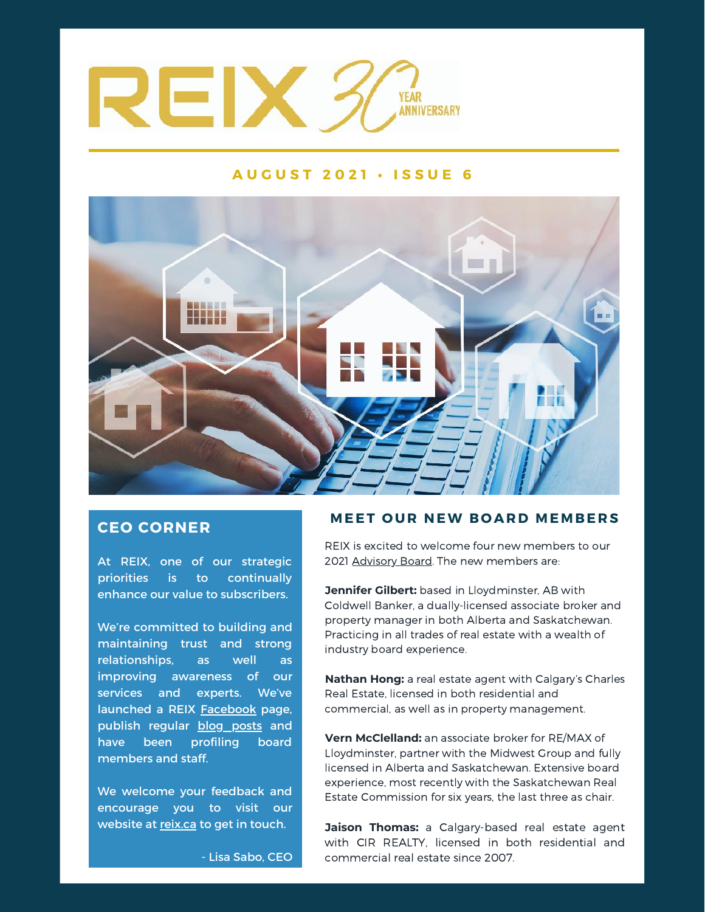# REIX 30 YEAR ANNIVERSARY

**AUGUST 2021 • ISSUE 6**

## CEO CORNER

At REIX, one of our strategic priorities is to continually enhance our value to subscribers.

We're committed to building and maintaining trust and strong relationships, as well as improving awareness of our services and experts. We've launched a REIX Facebook page, publish regular blog posts and have been profiling board members and staff.

We welcome your feedback and encourage you to visit our website at reix.ca to get in touch.

\- Lisa Sabo, CEO

## MEET OUR NEW BOARD MEMBERS

REIX is excited to welcome four new members to our 2021 Advisory Board. The new members are:

**Jennifer Gilbert:** based in Lloydminster, AB with Coldwell Banker, a dually-licensed associate broker and property manager in both Alberta and Saskatchewan. Practicing in all trades of real estate with a wealth of industry board experience.

**Nathan Hong:** a real estate agent with Calgary's Charles Real Estate, licensed in both residential and commercial, as well as in property management.

**Vern McClelland:** an associate broker for RE/MAX of Lloydminster, partner with the Midwest Group and fully licensed in Alberta and Saskatchewan. Extensive board experience, most recently with the Saskatchewan Real Estate Commission for six years, the last three as chair.

**Jaison Thomas:** a Calgary-based real estate agent with CIR REALTY, licensed in both residential and commercial real estate since 2007.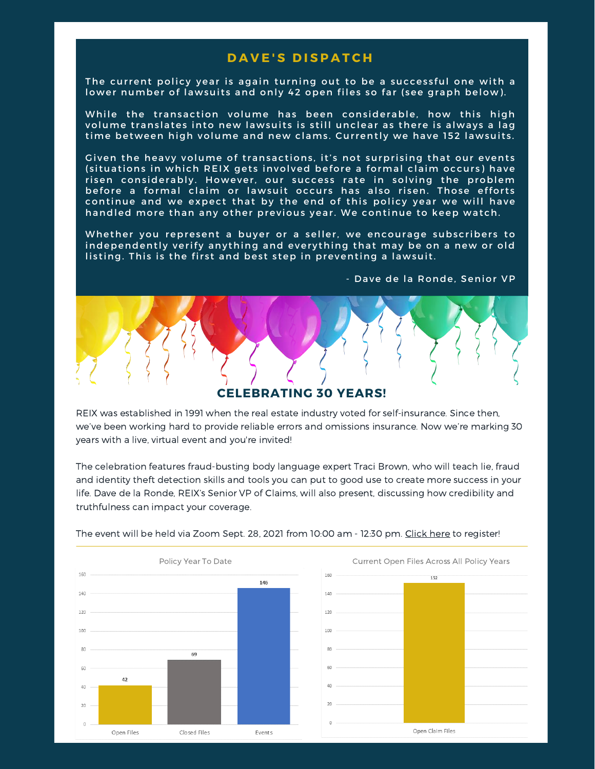## DAVE'S DISPATCH

The current policy year is again turning out to be a successful one with a lower number of lawsuits and only 42 open files so far (see graph below).

While the transaction volume has been considerable, how this high volume translates into new lawsuits is still unclear as there is always a lag time between high volume and new clams. Currently we have 152 lawsuits.

Given the heavy volume of transactions, it's not surprising that our events (situations in which REIX gets involved before a formal claim occurs) have risen considerably. However, our success rate in solving the problem before a formal claim or lawsuit occurs has also risen. Those efforts continue and we expect that by the end of this policy year we will have handled more than any other previous year. We continue to keep watch.

Whether you represent a buyer or a seller, we encourage subscribers to independently verify anything and everything that may be on a new or old listing. This is the first and best step in preventing a lawsuit.

- Dave de la Ronde, Senior VP

## CELEBRATING 30 YEARS!

REIX was established in 1991 when the real estate industry voted for self-insurance. Since then, we've been working hard to provide reliable errors and omissions insurance. Now we're marking 30 years with a live, virtual event and you're invited!

The celebration features fraud-busting body language expert Traci Brown, who will teach lie, fraud and identity theft detection skills and tools you can put to good use to create more success in your life. Dave de la Ronde, REIX's Senior VP of Claims, will also present, discussing how credibility and truthfulness can impact your coverage.

The event will be held via Zoom Sept. 28, 2021 from 10:00 am - 12:30 pm. Click here to register!

Policy Year To Date

0 20 40 60 80 100 120 140 160

42 Open Files

69 Closed Files

146 Events

Current Open Files Across All Policy Years

0 20 40 60 80 100 120 140 160

152 Open Claim Files